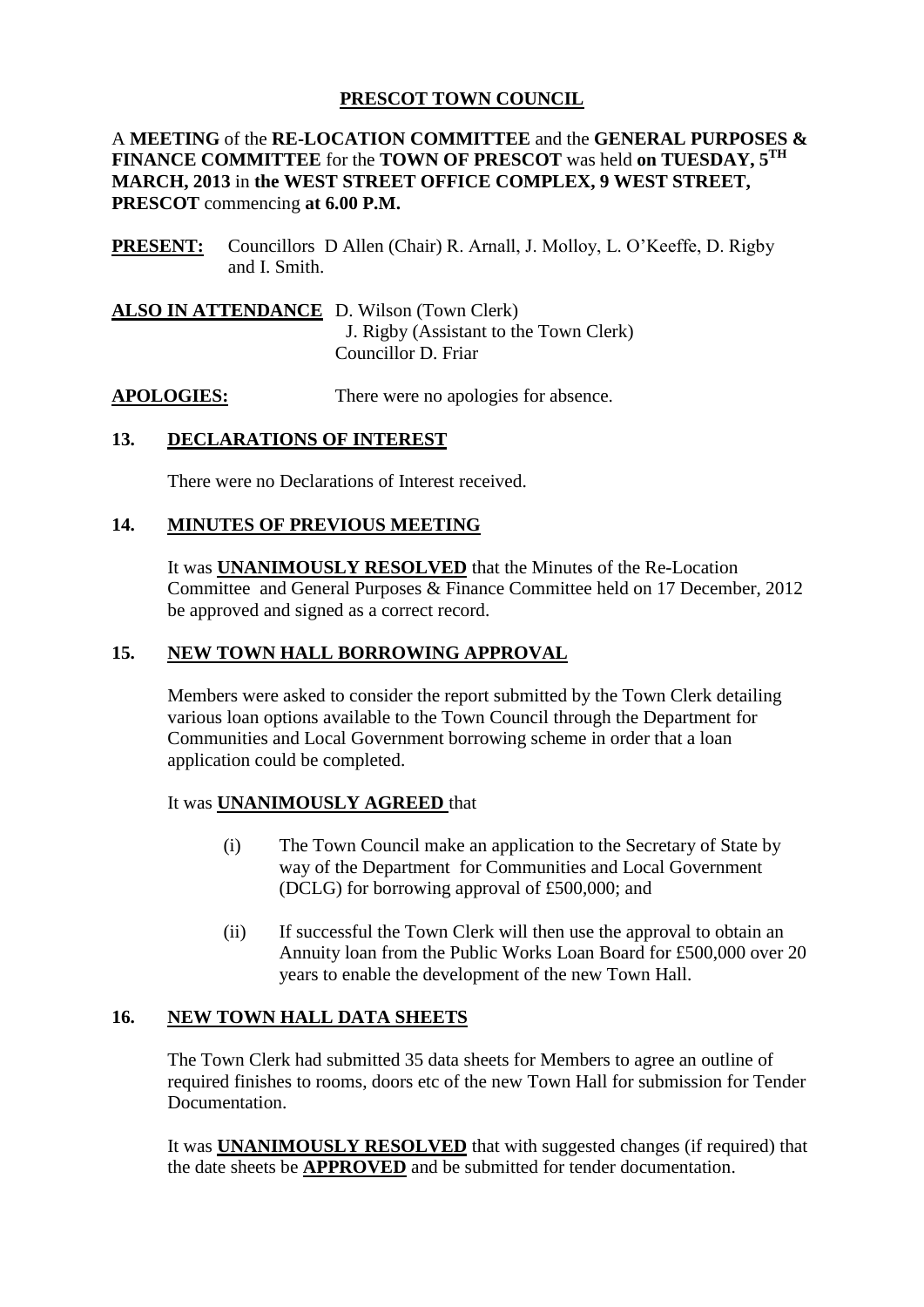# PRESCOT TOWN COUNCIL

A **MEETING** of the **RE-LOCATION COMMITTEE** and the **GENERAL PURPOSES & FINANCE COMMITTEE** for the **TOWN OF PRESCOT** was held **on TUESDAY, 5TH MARCH, 2013** in **the WEST STREET OFFICE COMPLEX, 9 WEST STREET, PRESCOT** commencing **at 6.00 P.M.**

**PRESENT:** Councillors D Allen (Chair) R. Arnall, J. Molloy, L. O'Keeffe, D. Rigby and I. Smith.

**ALSO IN ATTENDANCE** D. Wilson (Town Clerk)
J. Rigby (Assistant to the Town Clerk)
Councillor D. Friar

**APOLOGIES:** There were no apologies for absence.

## 13. DECLARATIONS OF INTEREST

There were no Declarations of Interest received.

## 14. MINUTES OF PREVIOUS MEETING

It was **UNANIMOUSLY RESOLVED** that the Minutes of the Re-Location Committee and General Purposes & Finance Committee held on 17 December, 2012 be approved and signed as a correct record.

## 15. NEW TOWN HALL BORROWING APPROVAL

Members were asked to consider the report submitted by the Town Clerk detailing various loan options available to the Town Council through the Department for Communities and Local Government borrowing scheme in order that a loan application could be completed.

It was **UNANIMOUSLY AGREED** that

(i) The Town Council make an application to the Secretary of State by way of the Department for Communities and Local Government (DCLG) for borrowing approval of £500,000; and

(ii) If successful the Town Clerk will then use the approval to obtain an Annuity loan from the Public Works Loan Board for £500,000 over 20 years to enable the development of the new Town Hall.

## 16. NEW TOWN HALL DATA SHEETS

The Town Clerk had submitted 35 data sheets for Members to agree an outline of required finishes to rooms, doors etc of the new Town Hall for submission for Tender Documentation.

It was **UNANIMOUSLY RESOLVED** that with suggested changes (if required) that the date sheets be **APPROVED** and be submitted for tender documentation.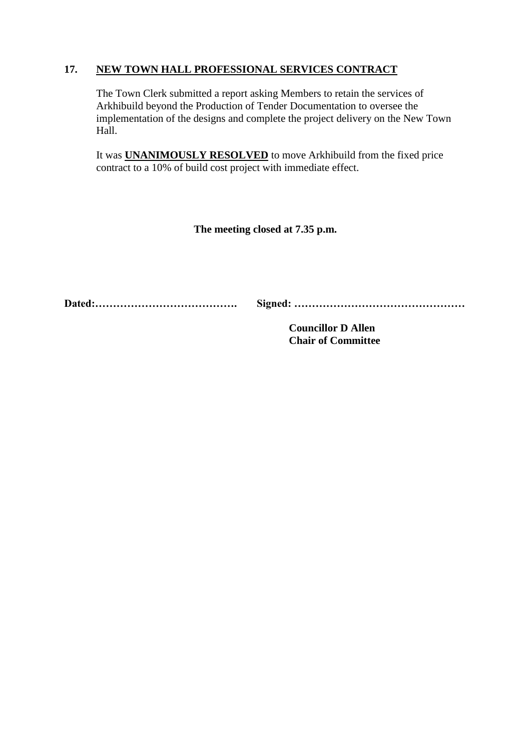## 17. NEW TOWN HALL PROFESSIONAL SERVICES CONTRACT

The Town Clerk submitted a report asking Members to retain the services of Arkhibuild beyond the Production of Tender Documentation to oversee the implementation of the designs and complete the project delivery on the New Town Hall.

It was **UNANIMOUSLY RESOLVED** to move Arkhibuild from the fixed price contract to a 10% of build cost project with immediate effect.

**The meeting closed at 7.35 p.m.**

**Dated:…………………………………. Signed: …………………………………………**

**Councillor D Allen**
**Chair of Committee**